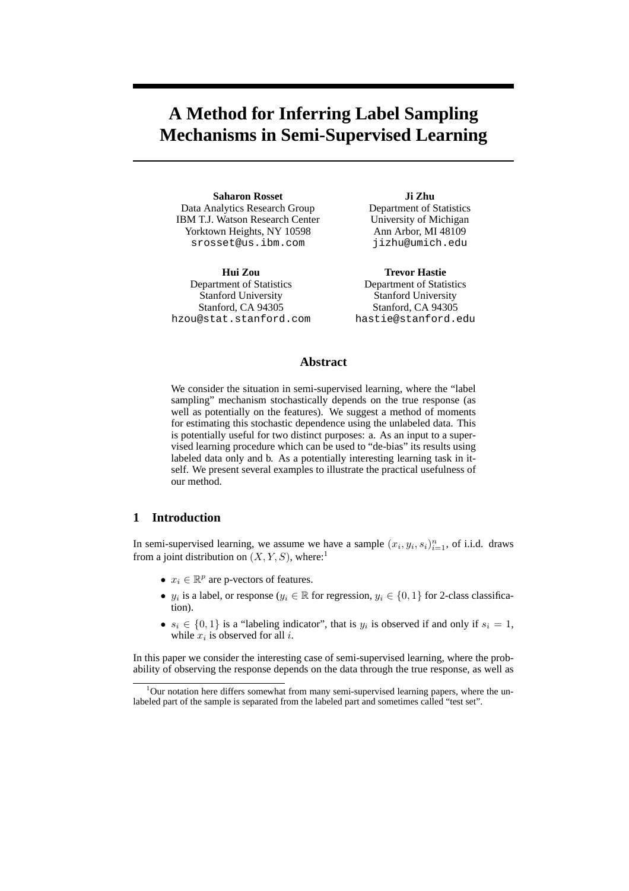# A Method for Inferring Label Sampling Mechanisms in Semi-Supervised Learning

**Saharon Rosset**
Data Analytics Research Group
IBM T.J. Watson Research Center
Yorktown Heights, NY 10598
srosset@us.ibm.com

**Ji Zhu**
Department of Statistics
University of Michigan
Ann Arbor, MI 48109
jizhu@umich.edu

**Hui Zou**
Department of Statistics
Stanford University
Stanford, CA 94305
hzou@stat.stanford.com

**Trevor Hastie**
Department of Statistics
Stanford University
Stanford, CA 94305
hastie@stanford.edu

## Abstract

We consider the situation in semi-supervised learning, where the "label sampling" mechanism stochastically depends on the true response (as well as potentially on the features). We suggest a method of moments for estimating this stochastic dependence using the unlabeled data. This is potentially useful for two distinct purposes: a. As an input to a supervised learning procedure which can be used to "de-bias" its results using labeled data only and b. As a potentially interesting learning task in itself. We present several examples to illustrate the practical usefulness of our method.

## 1 Introduction

In semi-supervised learning, we assume we have a sample $(x_i, y_i, s_i)_{i=1}^n$, of i.i.d. draws from a joint distribution on $(X, Y, S)$, where:[1]

- $x_i \in \mathbb{R}^p$ are p-vectors of features.
- $y_i$ is a label, or response ($y_i \in \mathbb{R}$ for regression, $y_i \in \{0, 1\}$ for 2-class classification).
- $s_i \in \{0, 1\}$ is a "labeling indicator", that is $y_i$ is observed if and only if $s_i = 1$, while $x_i$ is observed for all $i$.

In this paper we consider the interesting case of semi-supervised learning, where the probability of observing the response depends on the data through the true response, as well as

[1] Our notation here differs somewhat from many semi-supervised learning papers, where the unlabeled part of the sample is separated from the labeled part and sometimes called "test set".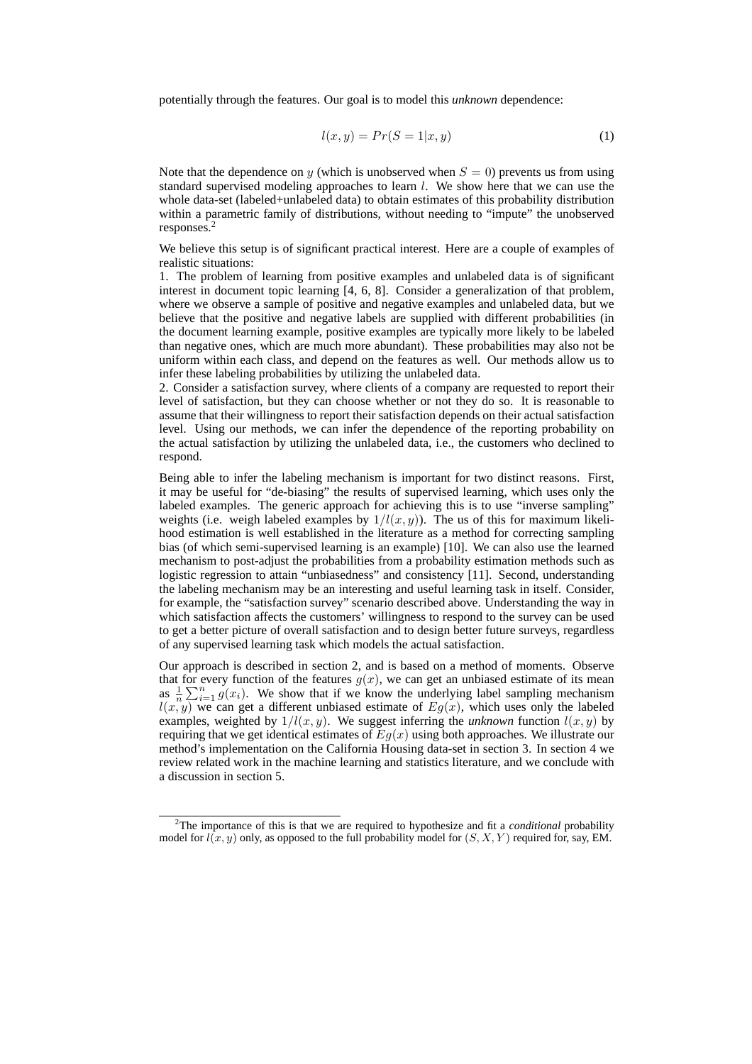potentially through the features. Our goal is to model this *unknown* dependence:

$$l(x, y) = Pr(S = 1|x, y) \tag{1}$$

Note that the dependence on $y$ (which is unobserved when $S = 0$) prevents us from using standard supervised modeling approaches to learn $l$. We show here that we can use the whole data-set (labeled+unlabeled data) to obtain estimates of this probability distribution within a parametric family of distributions, without needing to "impute" the unobserved responses.[2]

We believe this setup is of significant practical interest. Here are a couple of examples of realistic situations:

1. The problem of learning from positive examples and unlabeled data is of significant interest in document topic learning [4, 6, 8]. Consider a generalization of that problem, where we observe a sample of positive and negative examples and unlabeled data, but we believe that the positive and negative labels are supplied with different probabilities (in the document learning example, positive examples are typically more likely to be labeled than negative ones, which are much more abundant). These probabilities may also not be uniform within each class, and depend on the features as well. Our methods allow us to infer these labeling probabilities by utilizing the unlabeled data.
2. Consider a satisfaction survey, where clients of a company are requested to report their level of satisfaction, but they can choose whether or not they do so. It is reasonable to assume that their willingness to report their satisfaction depends on their actual satisfaction level. Using our methods, we can infer the dependence of the reporting probability on the actual satisfaction by utilizing the unlabeled data, i.e., the customers who declined to respond.

Being able to infer the labeling mechanism is important for two distinct reasons. First, it may be useful for "de-biasing" the results of supervised learning, which uses only the labeled examples. The generic approach for achieving this is to use "inverse sampling" weights (i.e. weigh labeled examples by $1/l(x, y)$). The us of this for maximum likelihood estimation is well established in the literature as a method for correcting sampling bias (of which semi-supervised learning is an example) [10]. We can also use the learned mechanism to post-adjust the probabilities from a probability estimation methods such as logistic regression to attain "unbiasedness" and consistency [11]. Second, understanding the labeling mechanism may be an interesting and useful learning task in itself. Consider, for example, the "satisfaction survey" scenario described above. Understanding the way in which satisfaction affects the customers' willingness to respond to the survey can be used to get a better picture of overall satisfaction and to design better future surveys, regardless of any supervised learning task which models the actual satisfaction.

Our approach is described in section 2, and is based on a method of moments. Observe that for every function of the features $g(x)$, we can get an unbiased estimate of its mean as $\frac{1}{n}\sum_{i=1}^{n} g(x_i)$. We show that if we know the underlying label sampling mechanism $l(x, y)$ we can get a different unbiased estimate of $Eg(x)$, which uses only the labeled examples, weighted by $1/l(x, y)$. We suggest inferring the *unknown* function $l(x, y)$ by requiring that we get identical estimates of $Eg(x)$ using both approaches. We illustrate our method's implementation on the California Housing data-set in section 3. In section 4 we review related work in the machine learning and statistics literature, and we conclude with a discussion in section 5.

---

[2] The importance of this is that we are required to hypothesize and fit a *conditional* probability model for $l(x, y)$ only, as opposed to the full probability model for $(S, X, Y)$ required for, say, EM.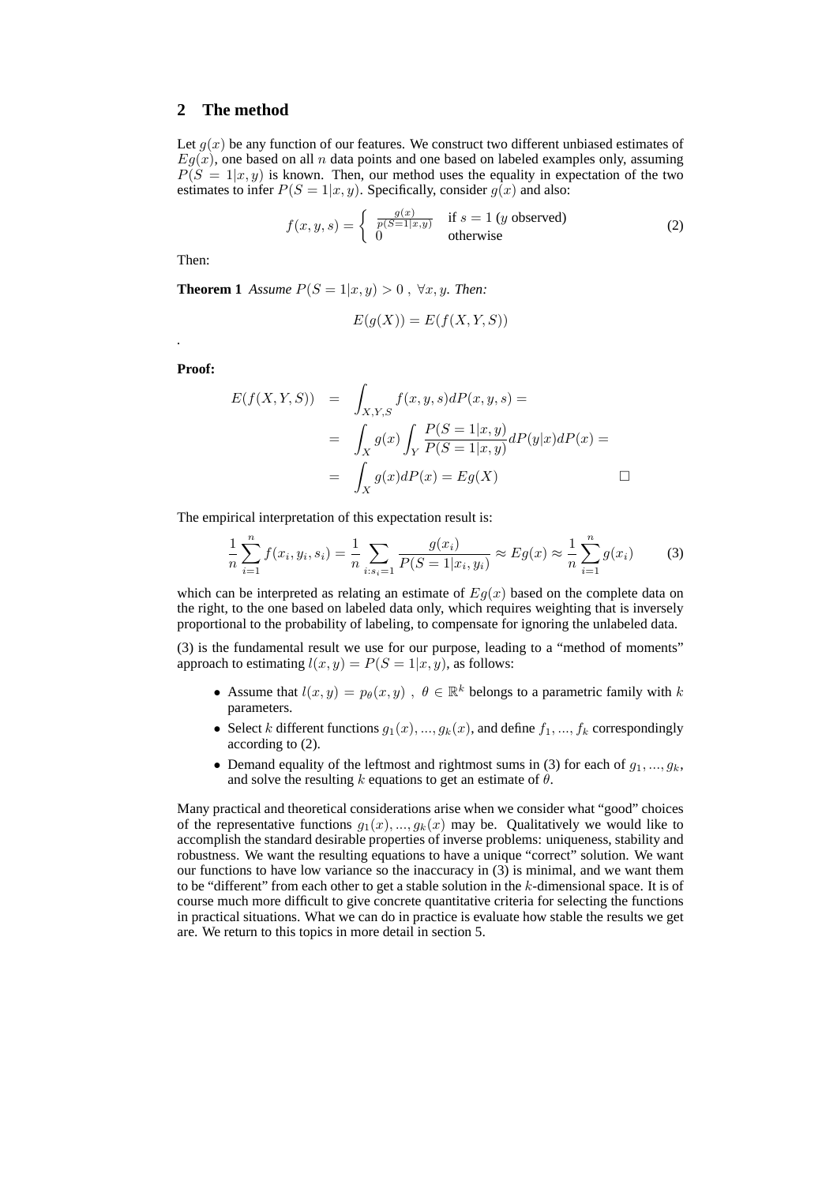## 2 The method

Let $g(x)$ be any function of our features. We construct two different unbiased estimates of $Eg(x)$, one based on all $n$ data points and one based on labeled examples only, assuming $P(S = 1|x, y)$ is known. Then, our method uses the equality in expectation of the two estimates to infer $P(S = 1|x, y)$. Specifically, consider $g(x)$ and also:

$$f(x, y, s) = \begin{cases} \frac{g(x)}{p(S=1|x,y)} & \text{if } s = 1 \text{ (} y \text{ observed)} \\ 0 & \text{otherwise} \end{cases} \tag{2}$$

Then:

**Theorem 1** *Assume $P(S = 1|x, y) > 0$ , $\forall x, y$. Then:*

$$E(g(X)) = E(f(X, Y, S))$$

.

**Proof:**

$$\begin{aligned} E(f(X, Y, S)) &= \int_{X,Y,S} f(x, y, s) dP(x, y, s) = \\ &= \int_X g(x) \int_Y \frac{P(S = 1|x, y)}{P(S = 1|x, y)} dP(y|x) dP(x) = \\ &= \int_X g(x) dP(x) = Eg(X) \qquad \square \end{aligned}$$

The empirical interpretation of this expectation result is:

$$\frac{1}{n} \sum_{i=1}^{n} f(x_i, y_i, s_i) = \frac{1}{n} \sum_{i:s_i=1} \frac{g(x_i)}{P(S = 1|x_i, y_i)} \approx Eg(x) \approx \frac{1}{n} \sum_{i=1}^{n} g(x_i) \tag{3}$$

which can be interpreted as relating an estimate of $Eg(x)$ based on the complete data on the right, to the one based on labeled data only, which requires weighting that is inversely proportional to the probability of labeling, to compensate for ignoring the unlabeled data.

(3) is the fundamental result we use for our purpose, leading to a "method of moments" approach to estimating $l(x, y) = P(S = 1|x, y)$, as follows:

- Assume that $l(x, y) = p_\theta(x, y)$ , $\theta \in \mathbb{R}^k$ belongs to a parametric family with $k$ parameters.
- Select $k$ different functions $g_1(x), ..., g_k(x)$, and define $f_1, ..., f_k$ correspondingly according to (2).
- Demand equality of the leftmost and rightmost sums in (3) for each of $g_1, ..., g_k$, and solve the resulting $k$ equations to get an estimate of $\theta$.

Many practical and theoretical considerations arise when we consider what "good" choices of the representative functions $g_1(x), ..., g_k(x)$ may be. Qualitatively we would like to accomplish the standard desirable properties of inverse problems: uniqueness, stability and robustness. We want the resulting equations to have a unique "correct" solution. We want our functions to have low variance so the inaccuracy in (3) is minimal, and we want them to be "different" from each other to get a stable solution in the $k$-dimensional space. It is of course much more difficult to give concrete quantitative criteria for selecting the functions in practical situations. What we can do in practice is evaluate how stable the results we get are. We return to this topics in more detail in section 5.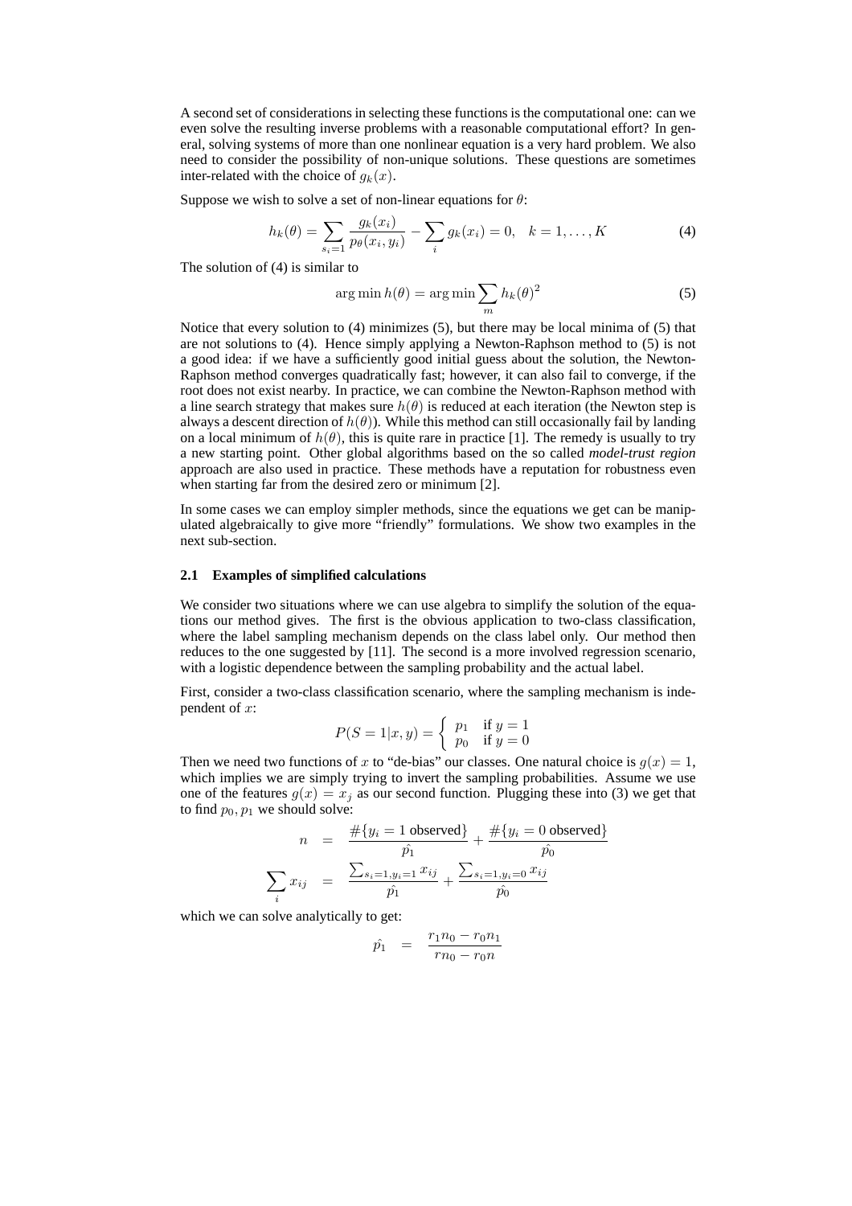A second set of considerations in selecting these functions is the computational one: can we even solve the resulting inverse problems with a reasonable computational effort? In general, solving systems of more than one nonlinear equation is a very hard problem. We also need to consider the possibility of non-unique solutions. These questions are sometimes inter-related with the choice of $g_k(x)$.

Suppose we wish to solve a set of non-linear equations for $\theta$:

$$h_k(\theta) = \sum_{s_i=1} \frac{g_k(x_i)}{p_\theta(x_i, y_i)} - \sum_i g_k(x_i) = 0, \quad k = 1, \ldots, K \tag{4}$$

The solution of (4) is similar to

$$\arg\min h(\theta) = \arg\min \sum_m h_k(\theta)^2 \tag{5}$$

Notice that every solution to (4) minimizes (5), but there may be local minima of (5) that are not solutions to (4). Hence simply applying a Newton-Raphson method to (5) is not a good idea: if we have a sufficiently good initial guess about the solution, the Newton-Raphson method converges quadratically fast; however, it can also fail to converge, if the root does not exist nearby. In practice, we can combine the Newton-Raphson method with a line search strategy that makes sure $h(\theta)$ is reduced at each iteration (the Newton step is always a descent direction of $h(\theta)$). While this method can still occasionally fail by landing on a local minimum of $h(\theta)$, this is quite rare in practice [1]. The remedy is usually to try a new starting point. Other global algorithms based on the so called *model-trust region* approach are also used in practice. These methods have a reputation for robustness even when starting far from the desired zero or minimum [2].

In some cases we can employ simpler methods, since the equations we get can be manipulated algebraically to give more "friendly" formulations. We show two examples in the next sub-section.

### 2.1 Examples of simplified calculations

We consider two situations where we can use algebra to simplify the solution of the equations our method gives. The first is the obvious application to two-class classification, where the label sampling mechanism depends on the class label only. Our method then reduces to the one suggested by [11]. The second is a more involved regression scenario, with a logistic dependence between the sampling probability and the actual label.

First, consider a two-class classification scenario, where the sampling mechanism is independent of $x$:

$$P(S = 1|x, y) = \begin{cases} p_1 & \text{if } y = 1 \\ p_0 & \text{if } y = 0 \end{cases}$$

Then we need two functions of $x$ to "de-bias" our classes. One natural choice is $g(x) = 1$, which implies we are simply trying to invert the sampling probabilities. Assume we use one of the features $g(x) = x_j$ as our second function. Plugging these into (3) we get that to find $p_0, p_1$ we should solve:

$$\begin{aligned} n &= \frac{\#\{y_i = 1 \text{ observed}\}}{\hat{p_1}} + \frac{\#\{y_i = 0 \text{ observed}\}}{\hat{p_0}} \\ \sum_i x_{ij} &= \frac{\sum_{s_i=1, y_i=1} x_{ij}}{\hat{p_1}} + \frac{\sum_{s_i=1, y_i=0} x_{ij}}{\hat{p_0}} \end{aligned}$$

which we can solve analytically to get:

$$\hat{p_1} = \frac{r_1 n_0 - r_0 n_1}{r n_0 - r_0 n}$$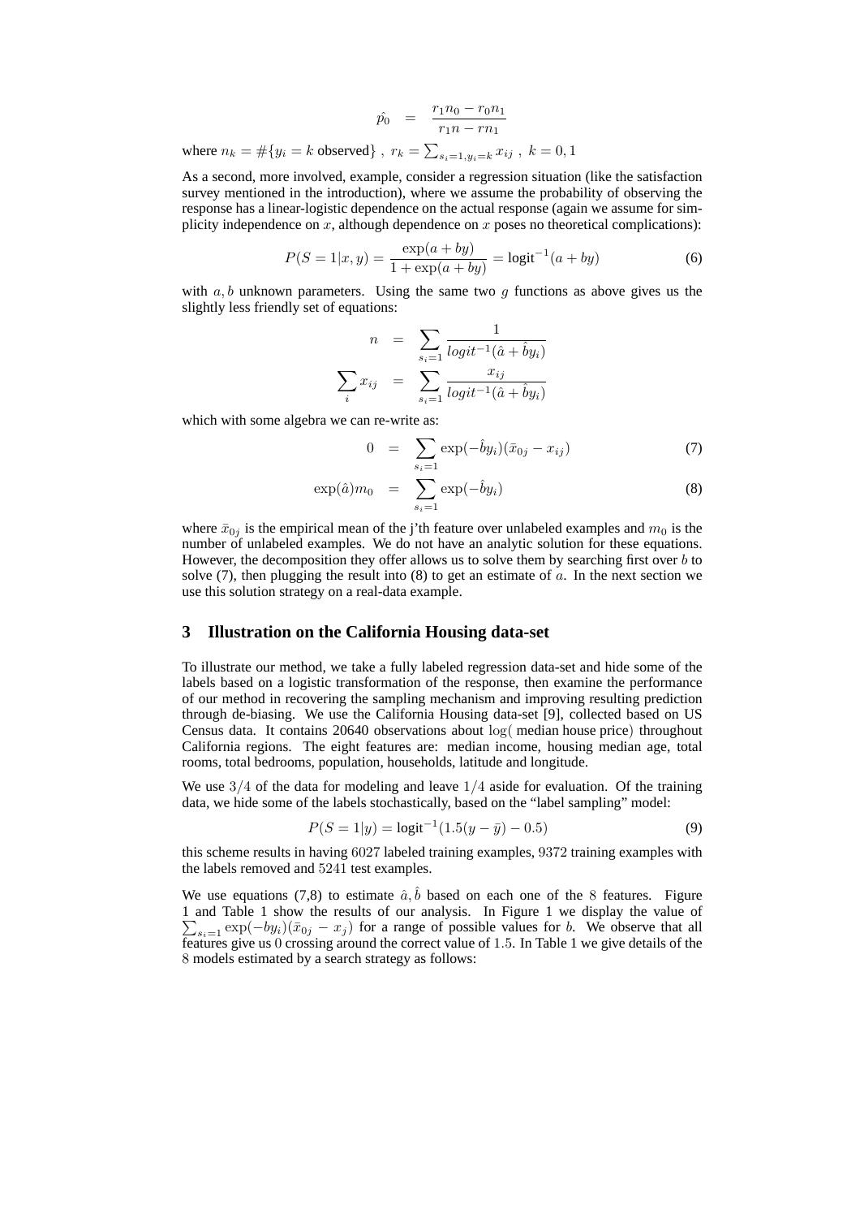$$\hat{p_0} \quad = \quad \frac{r_1 n_0 - r_0 n_1}{r_1 n - r n_1}$$

where $n_k = \#\{y_i = k \text{ observed}\}$ , $r_k = \sum_{s_i=1, y_i=k} x_{ij}$ , $k = 0, 1$

As a second, more involved, example, consider a regression situation (like the satisfaction survey mentioned in the introduction), where we assume the probability of observing the response has a linear-logistic dependence on the actual response (again we assume for simplicity independence on $x$, although dependence on $x$ poses no theoretical complications):

$$P(S = 1|x, y) = \frac{\exp(a + by)}{1 + \exp(a + by)} = \text{logit}^{-1}(a + by) \tag{6}$$

with $a, b$ unknown parameters. Using the same two $g$ functions as above gives us the slightly less friendly set of equations:

$$\begin{aligned} n &= \sum_{s_i=1} \frac{1}{logit^{-1}(\hat{a} + \hat{b} y_i)} \\ \sum_i x_{ij} &= \sum_{s_i=1} \frac{x_{ij}}{logit^{-1}(\hat{a} + \hat{b} y_i)} \end{aligned}$$

which with some algebra we can re-write as:

$$0 \quad = \quad \sum_{s_i=1} \exp(-\hat{b} y_i)(\bar{x}_{0j} - x_{ij}) \tag{7}$$

$$\exp(\hat{a}) m_0 \quad = \quad \sum_{s_i=1} \exp(-\hat{b} y_i) \tag{8}$$

where $\bar{x}_{0j}$ is the empirical mean of the j'th feature over unlabeled examples and $m_0$ is the number of unlabeled examples. We do not have an analytic solution for these equations. However, the decomposition they offer allows us to solve them by searching first over $b$ to solve (7), then plugging the result into (8) to get an estimate of $a$. In the next section we use this solution strategy on a real-data example.

## 3 Illustration on the California Housing data-set

To illustrate our method, we take a fully labeled regression data-set and hide some of the labels based on a logistic transformation of the response, then examine the performance of our method in recovering the sampling mechanism and improving resulting prediction through de-biasing. We use the California Housing data-set [9], collected based on US Census data. It contains 20640 observations about $\log($ median house price$)$ throughout California regions. The eight features are: median income, housing median age, total rooms, total bedrooms, population, households, latitude and longitude.

We use $3/4$ of the data for modeling and leave $1/4$ aside for evaluation. Of the training data, we hide some of the labels stochastically, based on the "label sampling" model:

$$P(S = 1|y) = \text{logit}^{-1}(1.5(y - \bar{y}) - 0.5) \tag{9}$$

this scheme results in having $6027$ labeled training examples, $9372$ training examples with the labels removed and $5241$ test examples.

We use equations (7,8) to estimate $\hat{a}, \hat{b}$ based on each one of the $8$ features. Figure 1 and Table 1 show the results of our analysis. In Figure 1 we display the value of $\sum_{s_i=1} \exp(-b y_i)(\bar{x}_{0j} - x_j)$ for a range of possible values for $b$. We observe that all features give us $0$ crossing around the correct value of $1.5$. In Table 1 we give details of the $8$ models estimated by a search strategy as follows: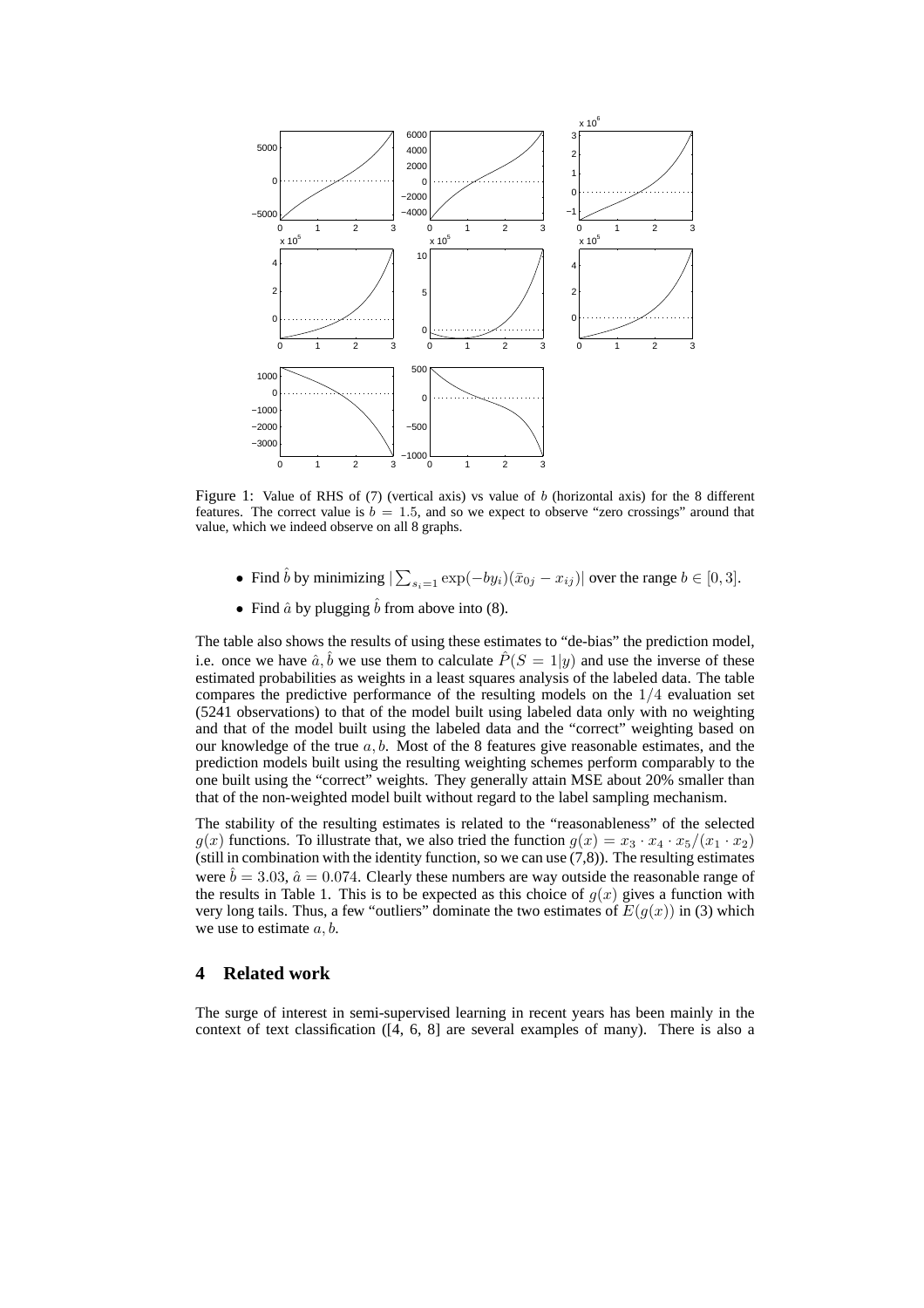Figure 1: Value of RHS of (7) (vertical axis) vs value of $b$ (horizontal axis) for the 8 different features. The correct value is $b = 1.5$, and so we expect to observe "zero crossings" around that value, which we indeed observe on all 8 graphs.

- Find $\hat{b}$ by minimizing $|\sum_{s_i=1} \exp(-by_i)(\bar{x}_{0j} - x_{ij})|$ over the range $b \in [0, 3]$.
- Find $\hat{a}$ by plugging $\hat{b}$ from above into (8).

The table also shows the results of using these estimates to "de-bias" the prediction model, i.e. once we have $\hat{a}, \hat{b}$ we use them to calculate $\hat{P}(S = 1|y)$ and use the inverse of these estimated probabilities as weights in a least squares analysis of the labeled data. The table compares the predictive performance of the resulting models on the $1/4$ evaluation set (5241 observations) to that of the model built using labeled data only with no weighting and that of the model built using the labeled data and the "correct" weighting based on our knowledge of the true $a, b$. Most of the 8 features give reasonable estimates, and the prediction models built using the resulting weighting schemes perform comparably to the one built using the "correct" weights. They generally attain MSE about 20% smaller than that of the non-weighted model built without regard to the label sampling mechanism.

The stability of the resulting estimates is related to the "reasonableness" of the selected $g(x)$ functions. To illustrate that, we also tried the function $g(x) = x_3 \cdot x_4 \cdot x_5/(x_1 \cdot x_2)$ (still in combination with the identity function, so we can use (7,8)). The resulting estimates were $\hat{b} = 3.03$, $\hat{a} = 0.074$. Clearly these numbers are way outside the reasonable range of the results in Table 1. This is to be expected as this choice of $g(x)$ gives a function with very long tails. Thus, a few "outliers" dominate the two estimates of $E(g(x))$ in (3) which we use to estimate $a, b$.

## 4 Related work

The surge of interest in semi-supervised learning in recent years has been mainly in the context of text classification ([4, 6, 8] are several examples of many). There is also a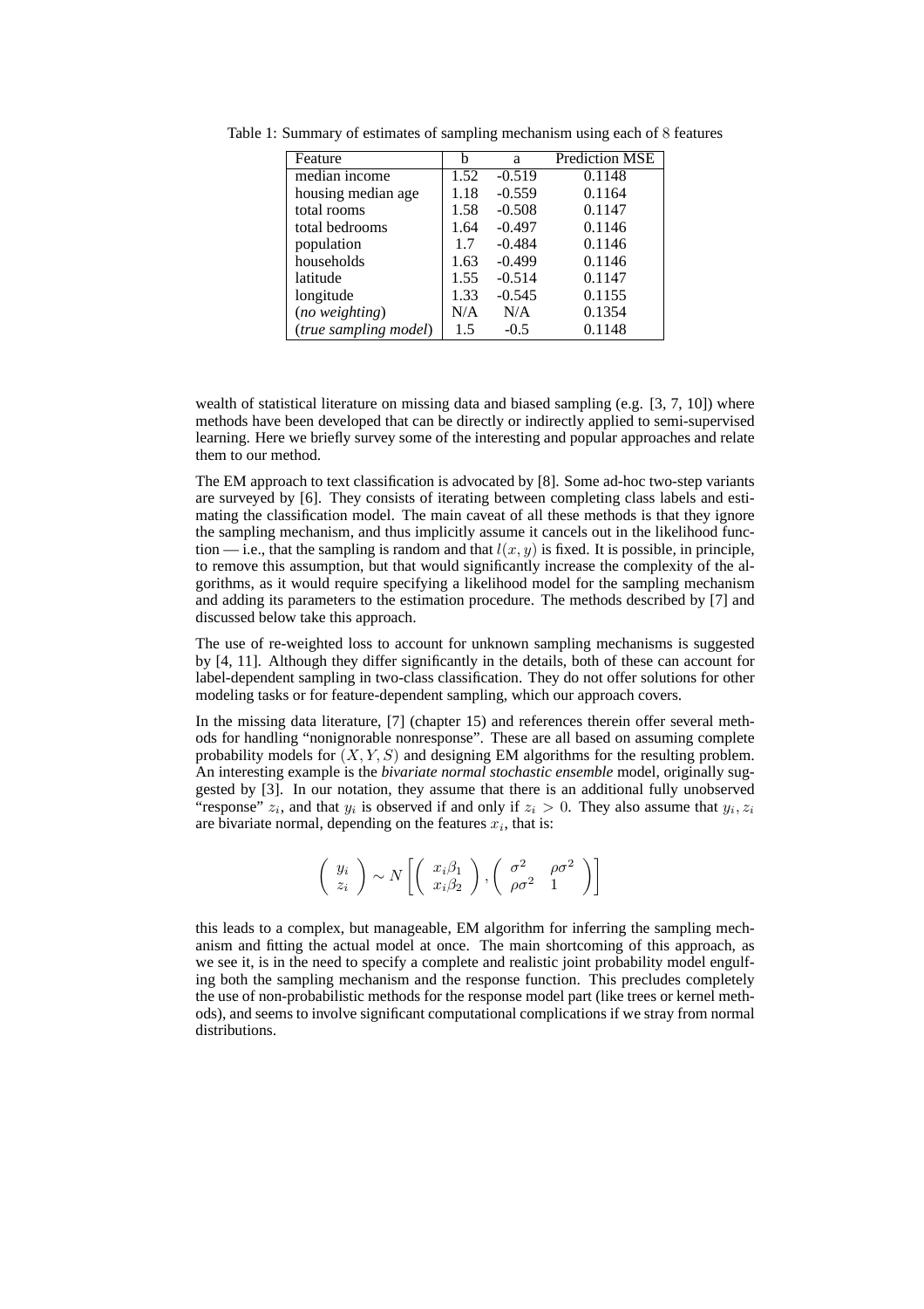Table 1: Summary of estimates of sampling mechanism using each of 8 features

| Feature | b | a | Prediction MSE |
|---|---|---|---|
| median income | 1.52 | -0.519 | 0.1148 |
| housing median age | 1.18 | -0.559 | 0.1164 |
| total rooms | 1.58 | -0.508 | 0.1147 |
| total bedrooms | 1.64 | -0.497 | 0.1146 |
| population | 1.7 | -0.484 | 0.1146 |
| households | 1.63 | -0.499 | 0.1146 |
| latitude | 1.55 | -0.514 | 0.1147 |
| longitude | 1.33 | -0.545 | 0.1155 |
| (*no weighting*) | N/A | N/A | 0.1354 |
| (*true sampling model*) | 1.5 | -0.5 | 0.1148 |

wealth of statistical literature on missing data and biased sampling (e.g. [3, 7, 10]) where methods have been developed that can be directly or indirectly applied to semi-supervised learning. Here we briefly survey some of the interesting and popular approaches and relate them to our method.

The EM approach to text classification is advocated by [8]. Some ad-hoc two-step variants are surveyed by [6]. They consists of iterating between completing class labels and estimating the classification model. The main caveat of all these methods is that they ignore the sampling mechanism, and thus implicitly assume it cancels out in the likelihood function — i.e., that the sampling is random and that $l(x, y)$ is fixed. It is possible, in principle, to remove this assumption, but that would significantly increase the complexity of the algorithms, as it would require specifying a likelihood model for the sampling mechanism and adding its parameters to the estimation procedure. The methods described by [7] and discussed below take this approach.

The use of re-weighted loss to account for unknown sampling mechanisms is suggested by [4, 11]. Although they differ significantly in the details, both of these can account for label-dependent sampling in two-class classification. They do not offer solutions for other modeling tasks or for feature-dependent sampling, which our approach covers.

In the missing data literature, [7] (chapter 15) and references therein offer several methods for handling "nonignorable nonresponse". These are all based on assuming complete probability models for $(X, Y, S)$ and designing EM algorithms for the resulting problem. An interesting example is the *bivariate normal stochastic ensemble* model, originally suggested by [3]. In our notation, they assume that there is an additional fully unobserved "response" $z_i$, and that $y_i$ is observed if and only if $z_i > 0$. They also assume that $y_i, z_i$ are bivariate normal, depending on the features $x_i$, that is:

$$\begin{pmatrix} y_i \\ z_i \end{pmatrix} \sim N\left[\begin{pmatrix} x_i\beta_1 \\ x_i\beta_2 \end{pmatrix}, \begin{pmatrix} \sigma^2 & \rho\sigma^2 \\ \rho\sigma^2 & 1 \end{pmatrix}\right]$$

this leads to a complex, but manageable, EM algorithm for inferring the sampling mechanism and fitting the actual model at once. The main shortcoming of this approach, as we see it, is in the need to specify a complete and realistic joint probability model engulfing both the sampling mechanism and the response function. This precludes completely the use of non-probabilistic methods for the response model part (like trees or kernel methods), and seems to involve significant computational complications if we stray from normal distributions.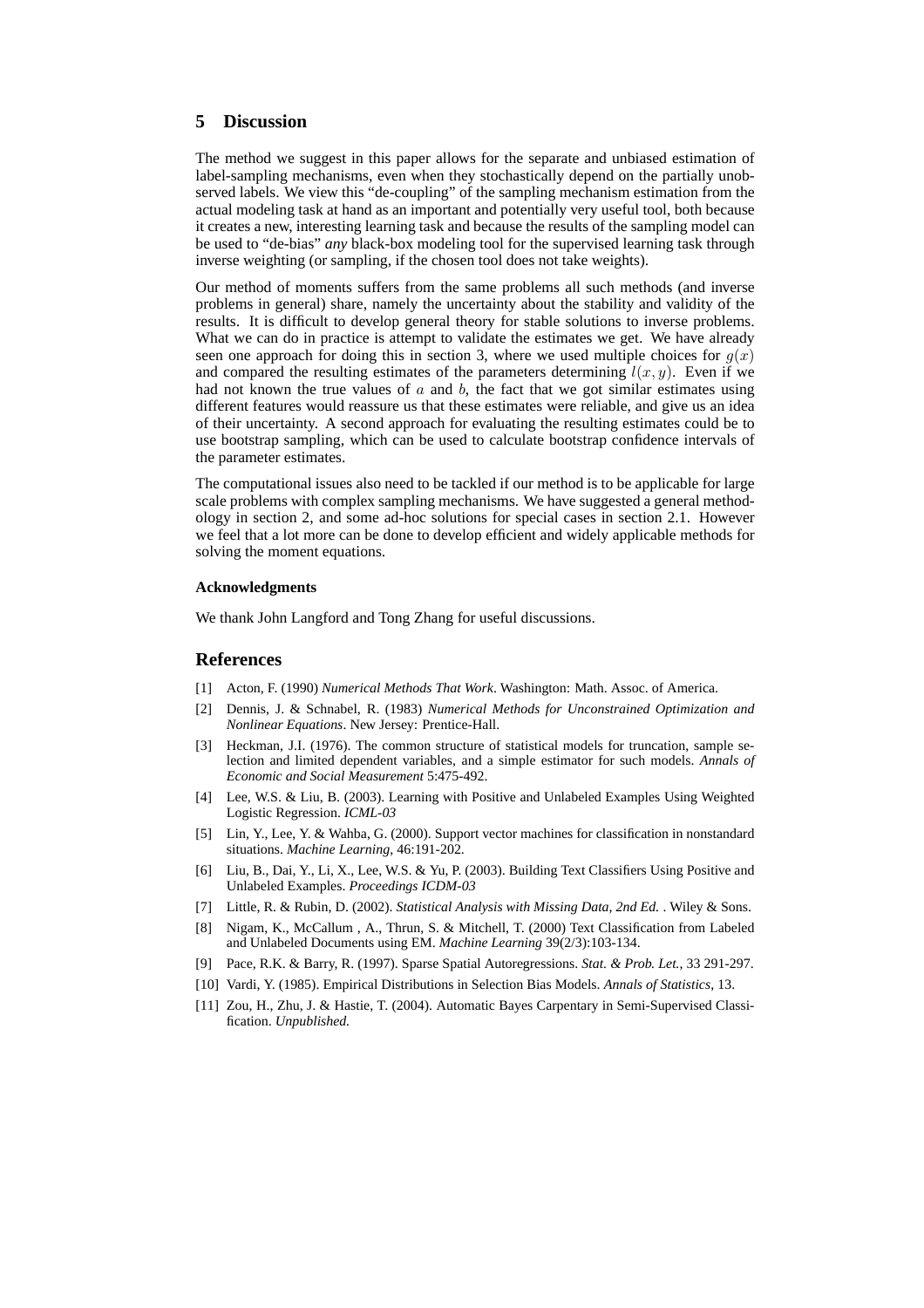## 5 Discussion

The method we suggest in this paper allows for the separate and unbiased estimation of label-sampling mechanisms, even when they stochastically depend on the partially unobserved labels. We view this "de-coupling" of the sampling mechanism estimation from the actual modeling task at hand as an important and potentially very useful tool, both because it creates a new, interesting learning task and because the results of the sampling model can be used to "de-bias" *any* black-box modeling tool for the supervised learning task through inverse weighting (or sampling, if the chosen tool does not take weights).

Our method of moments suffers from the same problems all such methods (and inverse problems in general) share, namely the uncertainty about the stability and validity of the results. It is difficult to develop general theory for stable solutions to inverse problems. What we can do in practice is attempt to validate the estimates we get. We have already seen one approach for doing this in section 3, where we used multiple choices for $g(x)$ and compared the resulting estimates of the parameters determining $l(x, y)$. Even if we had not known the true values of $a$ and $b$, the fact that we got similar estimates using different features would reassure us that these estimates were reliable, and give us an idea of their uncertainty. A second approach for evaluating the resulting estimates could be to use bootstrap sampling, which can be used to calculate bootstrap confidence intervals of the parameter estimates.

The computational issues also need to be tackled if our method is to be applicable for large scale problems with complex sampling mechanisms. We have suggested a general methodology in section 2, and some ad-hoc solutions for special cases in section 2.1. However we feel that a lot more can be done to develop efficient and widely applicable methods for solving the moment equations.

#### Acknowledgments

We thank John Langford and Tong Zhang for useful discussions.

## References

[1] Acton, F. (1990) *Numerical Methods That Work*. Washington: Math. Assoc. of America.

[2] Dennis, J. & Schnabel, R. (1983) *Numerical Methods for Unconstrained Optimization and Nonlinear Equations*. New Jersey: Prentice-Hall.

[3] Heckman, J.I. (1976). The common structure of statistical models for truncation, sample selection and limited dependent variables, and a simple estimator for such models. *Annals of Economic and Social Measurement* 5:475-492.

[4] Lee, W.S. & Liu, B. (2003). Learning with Positive and Unlabeled Examples Using Weighted Logistic Regression. *ICML-03*

[5] Lin, Y., Lee, Y. & Wahba, G. (2000). Support vector machines for classification in nonstandard situations. *Machine Learning*, 46:191-202.

[6] Liu, B., Dai, Y., Li, X., Lee, W.S. & Yu, P. (2003). Building Text Classifiers Using Positive and Unlabeled Examples. *Proceedings ICDM-03*

[7] Little, R. & Rubin, D. (2002). *Statistical Analysis with Missing Data, 2nd Ed.* . Wiley & Sons.

[8] Nigam, K., McCallum , A., Thrun, S. & Mitchell, T. (2000) Text Classification from Labeled and Unlabeled Documents using EM. *Machine Learning* 39(2/3):103-134.

[9] Pace, R.K. & Barry, R. (1997). Sparse Spatial Autoregressions. *Stat. & Prob. Let.*, 33 291-297.

[10] Vardi, Y. (1985). Empirical Distributions in Selection Bias Models. *Annals of Statistics*, 13.

[11] Zou, H., Zhu, J. & Hastie, T. (2004). Automatic Bayes Carpentary in Semi-Supervised Classification. *Unpublished.*